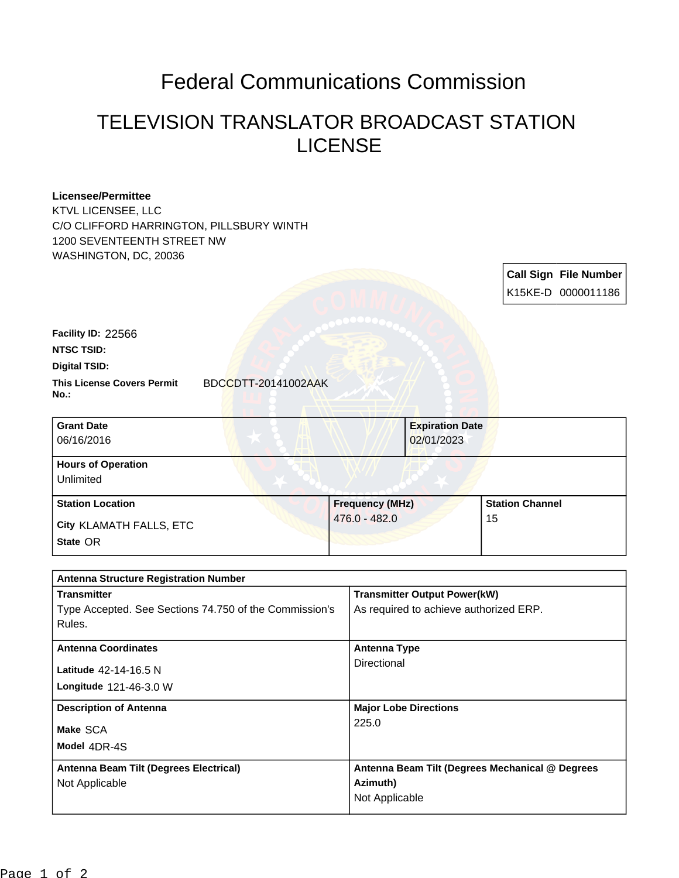# Federal Communications Commission

## TELEVISION TRANSLATOR BROADCAST STATION LICENSE

**Licensee/Permittee**
KTVL LICENSEE, LLC
C/O CLIFFORD HARRINGTON, PILLSBURY WINTH
1200 SEVENTEENTH STREET NW
WASHINGTON, DC, 20036

| Call Sign | File Number |
|---|---|
| K15KE-D | 0000011186 |

**Facility ID:** 22566

**NTSC TSID:**

**Digital TSID:**

**This License Covers Permit No.:** BDCCDTT-20141002AAK

| Grant Date | Expiration Date |
|---|---|
| 06/16/2016 | 02/01/2023 |

| Hours of Operation |
|---|
| Unlimited |

| Station Location | Frequency (MHz) | Station Channel |
|---|---|---|
| **City** KLAMATH FALLS, ETC<br>**State** OR | 476.0 - 482.0 | 15 |

| Antenna Structure Registration Number | |
|---|---|
| **Transmitter**<br>Type Accepted. See Sections 74.750 of the Commission's Rules. | **Transmitter Output Power(kW)**<br>As required to achieve authorized ERP. |
| **Antenna Coordinates**<br>**Latitude** 42-14-16.5 N<br>**Longitude** 121-46-3.0 W | **Antenna Type**<br>Directional |
| **Description of Antenna**<br>**Make** SCA<br>**Model** 4DR-4S | **Major Lobe Directions**<br>225.0 |
| **Antenna Beam Tilt (Degrees Electrical)**<br>Not Applicable | **Antenna Beam Tilt (Degrees Mechanical @ Degrees Azimuth)**<br>Not Applicable |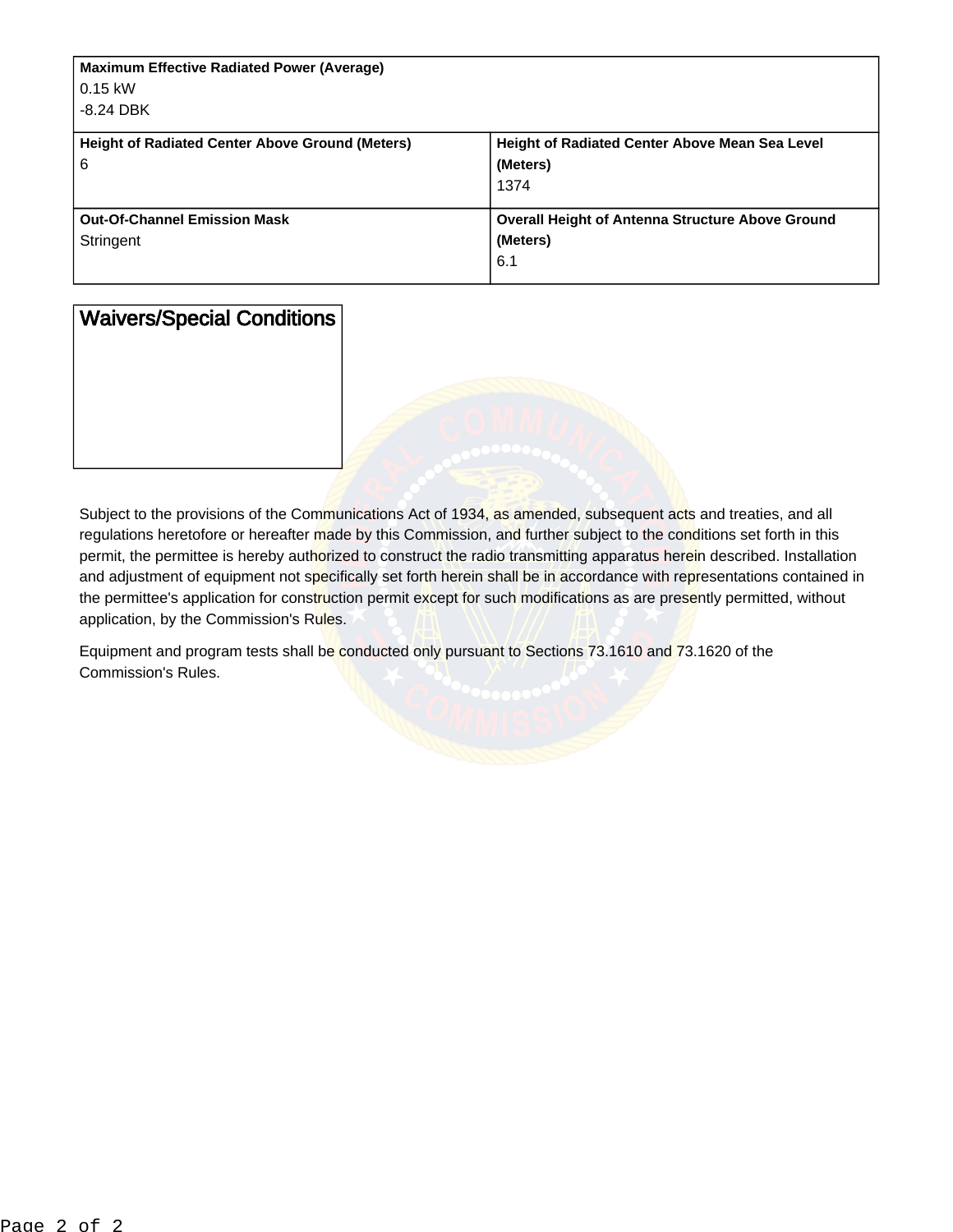| | |
|---|---|
| **Maximum Effective Radiated Power (Average)**<br>0.15 kW<br>-8.24 DBK | |
| **Height of Radiated Center Above Ground (Meters)**<br>6 | **Height of Radiated Center Above Mean Sea Level (Meters)**<br>1374 |
| **Out-Of-Channel Emission Mask**<br>Stringent | **Overall Height of Antenna Structure Above Ground (Meters)**<br>6.1 |

## Waivers/Special Conditions

Subject to the provisions of the Communications Act of 1934, as amended, subsequent acts and treaties, and all regulations heretofore or hereafter made by this Commission, and further subject to the conditions set forth in this permit, the permittee is hereby authorized to construct the radio transmitting apparatus herein described. Installation and adjustment of equipment not specifically set forth herein shall be in accordance with representations contained in the permittee's application for construction permit except for such modifications as are presently permitted, without application, by the Commission's Rules.

Equipment and program tests shall be conducted only pursuant to Sections 73.1610 and 73.1620 of the Commission's Rules.